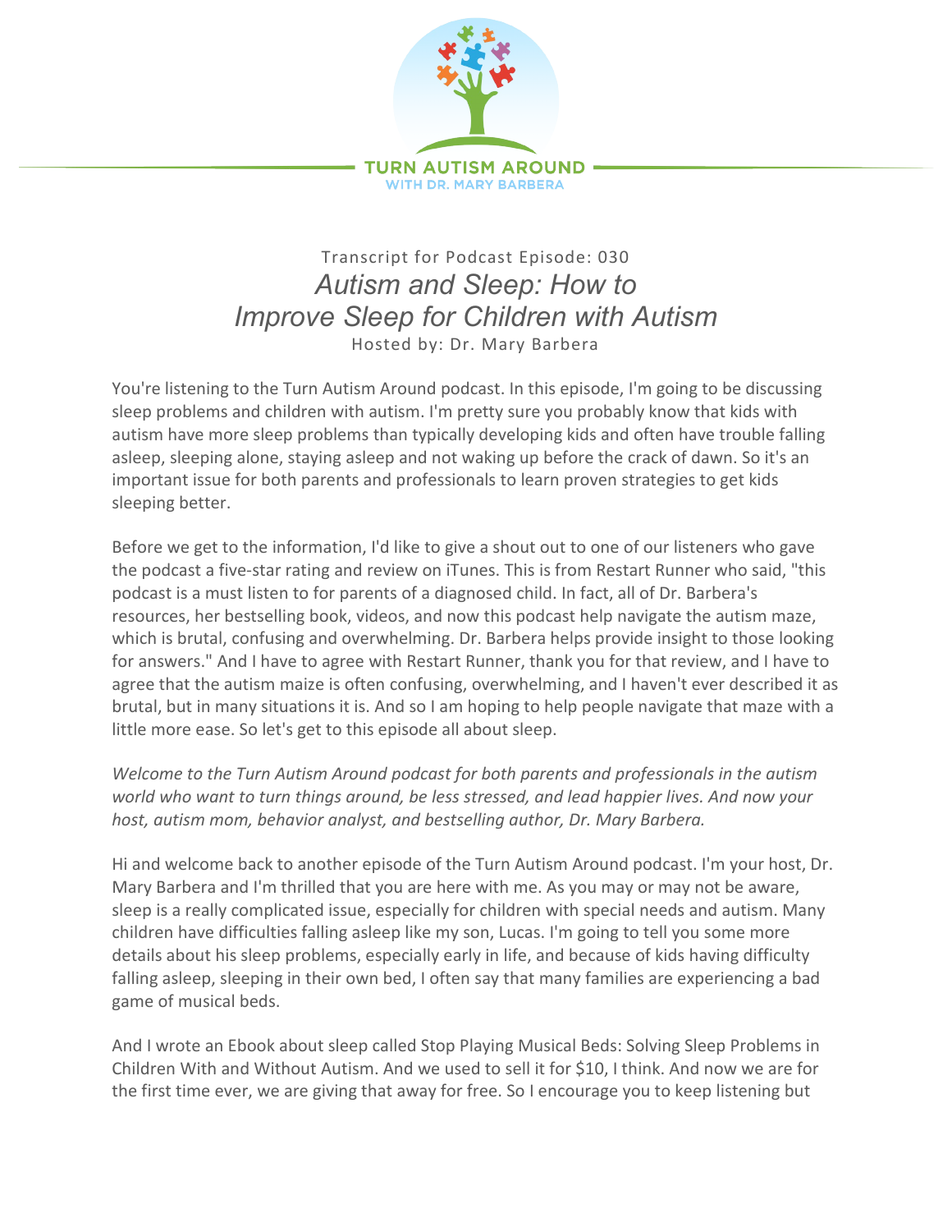TURN AUTISM AROUND

WITH DR. MARY BARBERA

Transcript for Podcast Episode: 030

# *Autism and Sleep: How to Improve Sleep for Children with Autism*

Hosted by: Dr. Mary Barbera

You're listening to the Turn Autism Around podcast. In this episode, I'm going to be discussing sleep problems and children with autism. I'm pretty sure you probably know that kids with autism have more sleep problems than typically developing kids and often have trouble falling asleep, sleeping alone, staying asleep and not waking up before the crack of dawn. So it's an important issue for both parents and professionals to learn proven strategies to get kids sleeping better.

Before we get to the information, I'd like to give a shout out to one of our listeners who gave the podcast a five-star rating and review on iTunes. This is from Restart Runner who said, "this podcast is a must listen to for parents of a diagnosed child. In fact, all of Dr. Barbera's resources, her bestselling book, videos, and now this podcast help navigate the autism maze, which is brutal, confusing and overwhelming. Dr. Barbera helps provide insight to those looking for answers." And I have to agree with Restart Runner, thank you for that review, and I have to agree that the autism maize is often confusing, overwhelming, and I haven't ever described it as brutal, but in many situations it is. And so I am hoping to help people navigate that maze with a little more ease. So let's get to this episode all about sleep.

*Welcome to the Turn Autism Around podcast for both parents and professionals in the autism world who want to turn things around, be less stressed, and lead happier lives. And now your host, autism mom, behavior analyst, and bestselling author, Dr. Mary Barbera.*

Hi and welcome back to another episode of the Turn Autism Around podcast. I'm your host, Dr. Mary Barbera and I'm thrilled that you are here with me. As you may or may not be aware, sleep is a really complicated issue, especially for children with special needs and autism. Many children have difficulties falling asleep like my son, Lucas. I'm going to tell you some more details about his sleep problems, especially early in life, and because of kids having difficulty falling asleep, sleeping in their own bed, I often say that many families are experiencing a bad game of musical beds.

And I wrote an Ebook about sleep called Stop Playing Musical Beds: Solving Sleep Problems in Children With and Without Autism. And we used to sell it for $10, I think. And now we are for the first time ever, we are giving that away for free. So I encourage you to keep listening but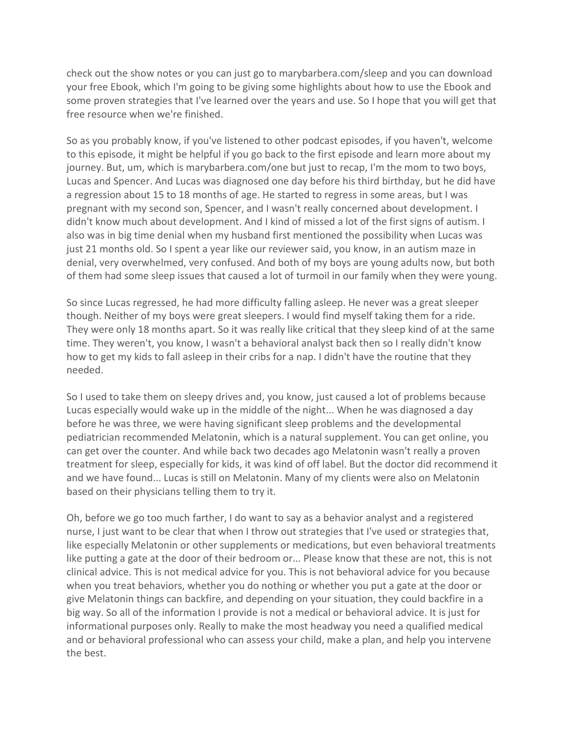check out the show notes or you can just go to marybarbera.com/sleep and you can download your free Ebook, which I'm going to be giving some highlights about how to use the Ebook and some proven strategies that I've learned over the years and use. So I hope that you will get that free resource when we're finished.

So as you probably know, if you've listened to other podcast episodes, if you haven't, welcome to this episode, it might be helpful if you go back to the first episode and learn more about my journey. But, um, which is marybarbera.com/one but just to recap, I'm the mom to two boys, Lucas and Spencer. And Lucas was diagnosed one day before his third birthday, but he did have a regression about 15 to 18 months of age. He started to regress in some areas, but I was pregnant with my second son, Spencer, and I wasn't really concerned about development. I didn't know much about development. And I kind of missed a lot of the first signs of autism. I also was in big time denial when my husband first mentioned the possibility when Lucas was just 21 months old. So I spent a year like our reviewer said, you know, in an autism maze in denial, very overwhelmed, very confused. And both of my boys are young adults now, but both of them had some sleep issues that caused a lot of turmoil in our family when they were young.

So since Lucas regressed, he had more difficulty falling asleep. He never was a great sleeper though. Neither of my boys were great sleepers. I would find myself taking them for a ride. They were only 18 months apart. So it was really like critical that they sleep kind of at the same time. They weren't, you know, I wasn't a behavioral analyst back then so I really didn't know how to get my kids to fall asleep in their cribs for a nap. I didn't have the routine that they needed.

So I used to take them on sleepy drives and, you know, just caused a lot of problems because Lucas especially would wake up in the middle of the night... When he was diagnosed a day before he was three, we were having significant sleep problems and the developmental pediatrician recommended Melatonin, which is a natural supplement. You can get online, you can get over the counter. And while back two decades ago Melatonin wasn't really a proven treatment for sleep, especially for kids, it was kind of off label. But the doctor did recommend it and we have found... Lucas is still on Melatonin. Many of my clients were also on Melatonin based on their physicians telling them to try it.

Oh, before we go too much farther, I do want to say as a behavior analyst and a registered nurse, I just want to be clear that when I throw out strategies that I've used or strategies that, like especially Melatonin or other supplements or medications, but even behavioral treatments like putting a gate at the door of their bedroom or... Please know that these are not, this is not clinical advice. This is not medical advice for you. This is not behavioral advice for you because when you treat behaviors, whether you do nothing or whether you put a gate at the door or give Melatonin things can backfire, and depending on your situation, they could backfire in a big way. So all of the information I provide is not a medical or behavioral advice. It is just for informational purposes only. Really to make the most headway you need a qualified medical and or behavioral professional who can assess your child, make a plan, and help you intervene the best.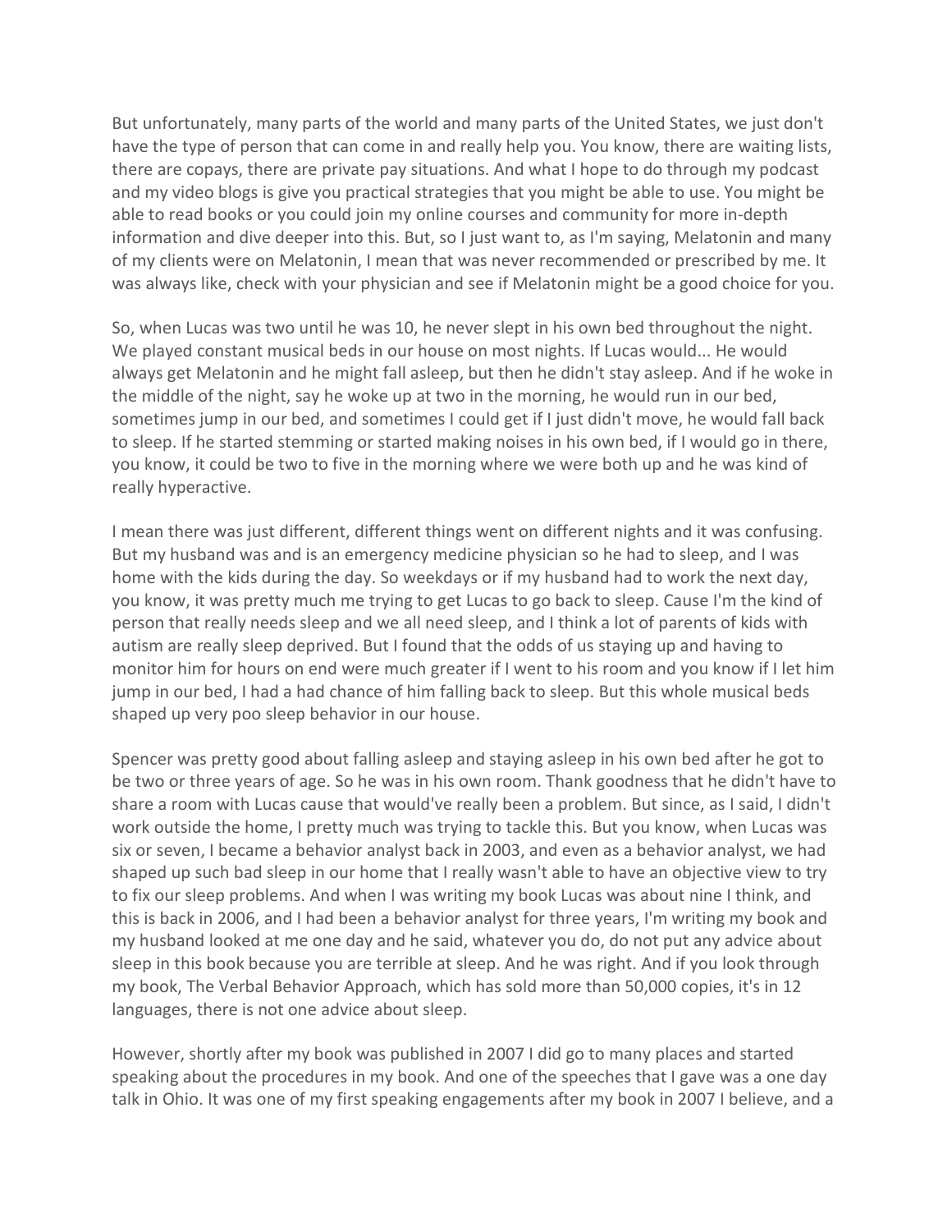But unfortunately, many parts of the world and many parts of the United States, we just don't have the type of person that can come in and really help you. You know, there are waiting lists, there are copays, there are private pay situations. And what I hope to do through my podcast and my video blogs is give you practical strategies that you might be able to use. You might be able to read books or you could join my online courses and community for more in-depth information and dive deeper into this. But, so I just want to, as I'm saying, Melatonin and many of my clients were on Melatonin, I mean that was never recommended or prescribed by me. It was always like, check with your physician and see if Melatonin might be a good choice for you.

So, when Lucas was two until he was 10, he never slept in his own bed throughout the night. We played constant musical beds in our house on most nights. If Lucas would... He would always get Melatonin and he might fall asleep, but then he didn't stay asleep. And if he woke in the middle of the night, say he woke up at two in the morning, he would run in our bed, sometimes jump in our bed, and sometimes I could get if I just didn't move, he would fall back to sleep. If he started stemming or started making noises in his own bed, if I would go in there, you know, it could be two to five in the morning where we were both up and he was kind of really hyperactive.

I mean there was just different, different things went on different nights and it was confusing. But my husband was and is an emergency medicine physician so he had to sleep, and I was home with the kids during the day. So weekdays or if my husband had to work the next day, you know, it was pretty much me trying to get Lucas to go back to sleep. Cause I'm the kind of person that really needs sleep and we all need sleep, and I think a lot of parents of kids with autism are really sleep deprived. But I found that the odds of us staying up and having to monitor him for hours on end were much greater if I went to his room and you know if I let him jump in our bed, I had a had chance of him falling back to sleep. But this whole musical beds shaped up very poo sleep behavior in our house.

Spencer was pretty good about falling asleep and staying asleep in his own bed after he got to be two or three years of age. So he was in his own room. Thank goodness that he didn't have to share a room with Lucas cause that would've really been a problem. But since, as I said, I didn't work outside the home, I pretty much was trying to tackle this. But you know, when Lucas was six or seven, I became a behavior analyst back in 2003, and even as a behavior analyst, we had shaped up such bad sleep in our home that I really wasn't able to have an objective view to try to fix our sleep problems. And when I was writing my book Lucas was about nine I think, and this is back in 2006, and I had been a behavior analyst for three years, I'm writing my book and my husband looked at me one day and he said, whatever you do, do not put any advice about sleep in this book because you are terrible at sleep. And he was right. And if you look through my book, The Verbal Behavior Approach, which has sold more than 50,000 copies, it's in 12 languages, there is not one advice about sleep.

However, shortly after my book was published in 2007 I did go to many places and started speaking about the procedures in my book. And one of the speeches that I gave was a one day talk in Ohio. It was one of my first speaking engagements after my book in 2007 I believe, and a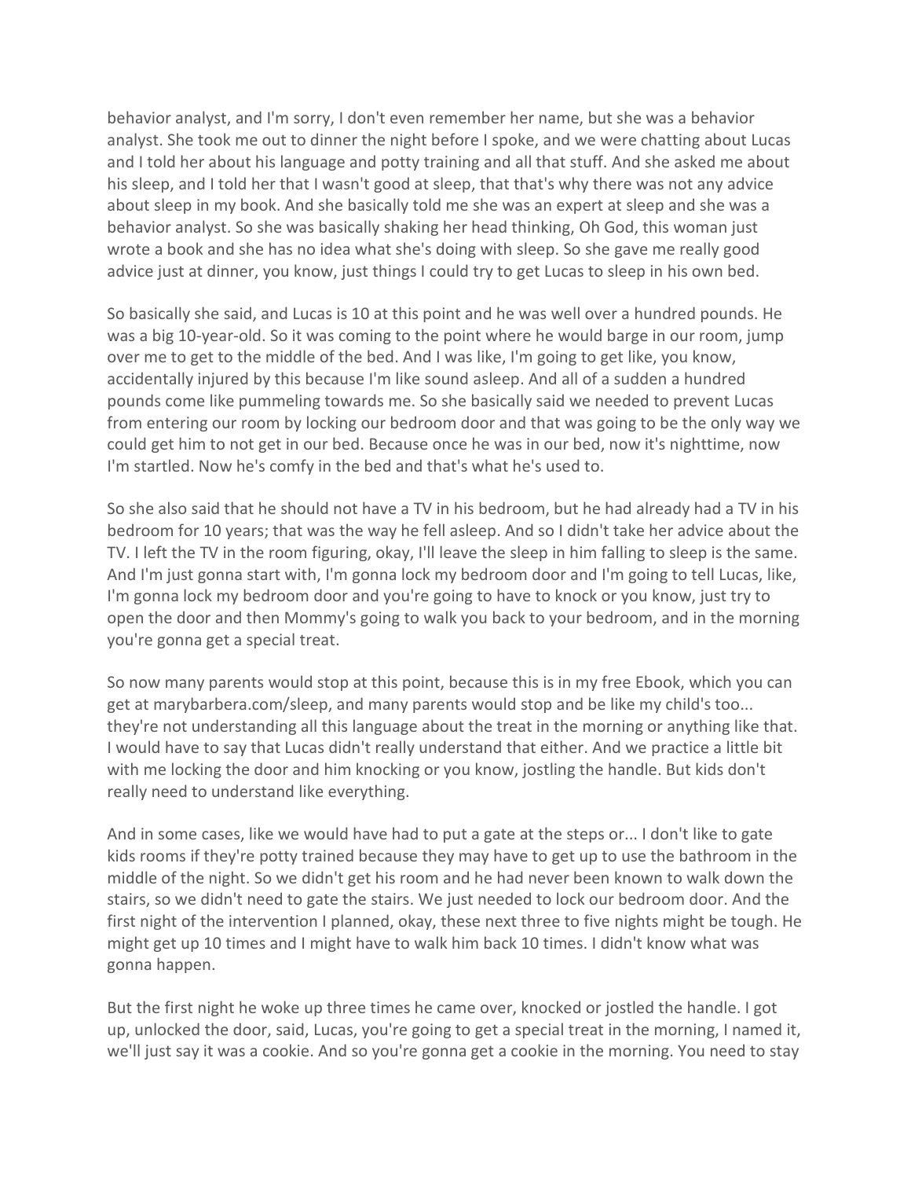behavior analyst, and I'm sorry, I don't even remember her name, but she was a behavior analyst. She took me out to dinner the night before I spoke, and we were chatting about Lucas and I told her about his language and potty training and all that stuff. And she asked me about his sleep, and I told her that I wasn't good at sleep, that that's why there was not any advice about sleep in my book. And she basically told me she was an expert at sleep and she was a behavior analyst. So she was basically shaking her head thinking, Oh God, this woman just wrote a book and she has no idea what she's doing with sleep. So she gave me really good advice just at dinner, you know, just things I could try to get Lucas to sleep in his own bed.

So basically she said, and Lucas is 10 at this point and he was well over a hundred pounds. He was a big 10-year-old. So it was coming to the point where he would barge in our room, jump over me to get to the middle of the bed. And I was like, I'm going to get like, you know, accidentally injured by this because I'm like sound asleep. And all of a sudden a hundred pounds come like pummeling towards me. So she basically said we needed to prevent Lucas from entering our room by locking our bedroom door and that was going to be the only way we could get him to not get in our bed. Because once he was in our bed, now it's nighttime, now I'm startled. Now he's comfy in the bed and that's what he's used to.

So she also said that he should not have a TV in his bedroom, but he had already had a TV in his bedroom for 10 years; that was the way he fell asleep. And so I didn't take her advice about the TV. I left the TV in the room figuring, okay, I'll leave the sleep in him falling to sleep is the same. And I'm just gonna start with, I'm gonna lock my bedroom door and I'm going to tell Lucas, like, I'm gonna lock my bedroom door and you're going to have to knock or you know, just try to open the door and then Mommy's going to walk you back to your bedroom, and in the morning you're gonna get a special treat.

So now many parents would stop at this point, because this is in my free Ebook, which you can get at marybarbera.com/sleep, and many parents would stop and be like my child's too... they're not understanding all this language about the treat in the morning or anything like that. I would have to say that Lucas didn't really understand that either. And we practice a little bit with me locking the door and him knocking or you know, jostling the handle. But kids don't really need to understand like everything.

And in some cases, like we would have had to put a gate at the steps or... I don't like to gate kids rooms if they're potty trained because they may have to get up to use the bathroom in the middle of the night. So we didn't get his room and he had never been known to walk down the stairs, so we didn't need to gate the stairs. We just needed to lock our bedroom door. And the first night of the intervention I planned, okay, these next three to five nights might be tough. He might get up 10 times and I might have to walk him back 10 times. I didn't know what was gonna happen.

But the first night he woke up three times he came over, knocked or jostled the handle. I got up, unlocked the door, said, Lucas, you're going to get a special treat in the morning, I named it, we'll just say it was a cookie. And so you're gonna get a cookie in the morning. You need to stay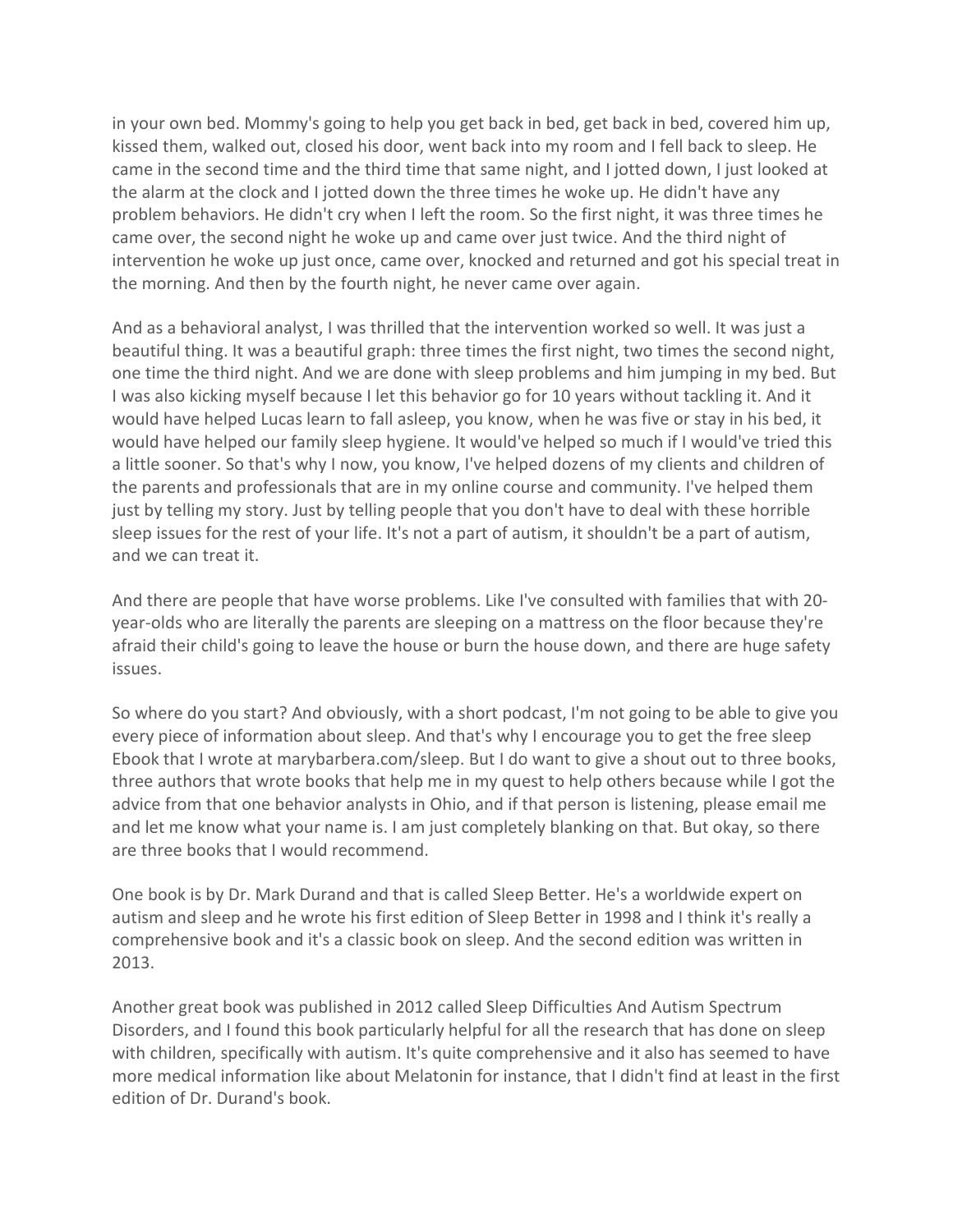in your own bed. Mommy's going to help you get back in bed, get back in bed, covered him up, kissed them, walked out, closed his door, went back into my room and I fell back to sleep. He came in the second time and the third time that same night, and I jotted down, I just looked at the alarm at the clock and I jotted down the three times he woke up. He didn't have any problem behaviors. He didn't cry when I left the room. So the first night, it was three times he came over, the second night he woke up and came over just twice. And the third night of intervention he woke up just once, came over, knocked and returned and got his special treat in the morning. And then by the fourth night, he never came over again.

And as a behavioral analyst, I was thrilled that the intervention worked so well. It was just a beautiful thing. It was a beautiful graph: three times the first night, two times the second night, one time the third night. And we are done with sleep problems and him jumping in my bed. But I was also kicking myself because I let this behavior go for 10 years without tackling it. And it would have helped Lucas learn to fall asleep, you know, when he was five or stay in his bed, it would have helped our family sleep hygiene. It would've helped so much if I would've tried this a little sooner. So that's why I now, you know, I've helped dozens of my clients and children of the parents and professionals that are in my online course and community. I've helped them just by telling my story. Just by telling people that you don't have to deal with these horrible sleep issues for the rest of your life. It's not a part of autism, it shouldn't be a part of autism, and we can treat it.

And there are people that have worse problems. Like I've consulted with families that with 20-year-olds who are literally the parents are sleeping on a mattress on the floor because they're afraid their child's going to leave the house or burn the house down, and there are huge safety issues.

So where do you start? And obviously, with a short podcast, I'm not going to be able to give you every piece of information about sleep. And that's why I encourage you to get the free sleep Ebook that I wrote at marybarbera.com/sleep. But I do want to give a shout out to three books, three authors that wrote books that help me in my quest to help others because while I got the advice from that one behavior analysts in Ohio, and if that person is listening, please email me and let me know what your name is. I am just completely blanking on that. But okay, so there are three books that I would recommend.

One book is by Dr. Mark Durand and that is called Sleep Better. He's a worldwide expert on autism and sleep and he wrote his first edition of Sleep Better in 1998 and I think it's really a comprehensive book and it's a classic book on sleep. And the second edition was written in 2013.

Another great book was published in 2012 called Sleep Difficulties And Autism Spectrum Disorders, and I found this book particularly helpful for all the research that has done on sleep with children, specifically with autism. It's quite comprehensive and it also has seemed to have more medical information like about Melatonin for instance, that I didn't find at least in the first edition of Dr. Durand's book.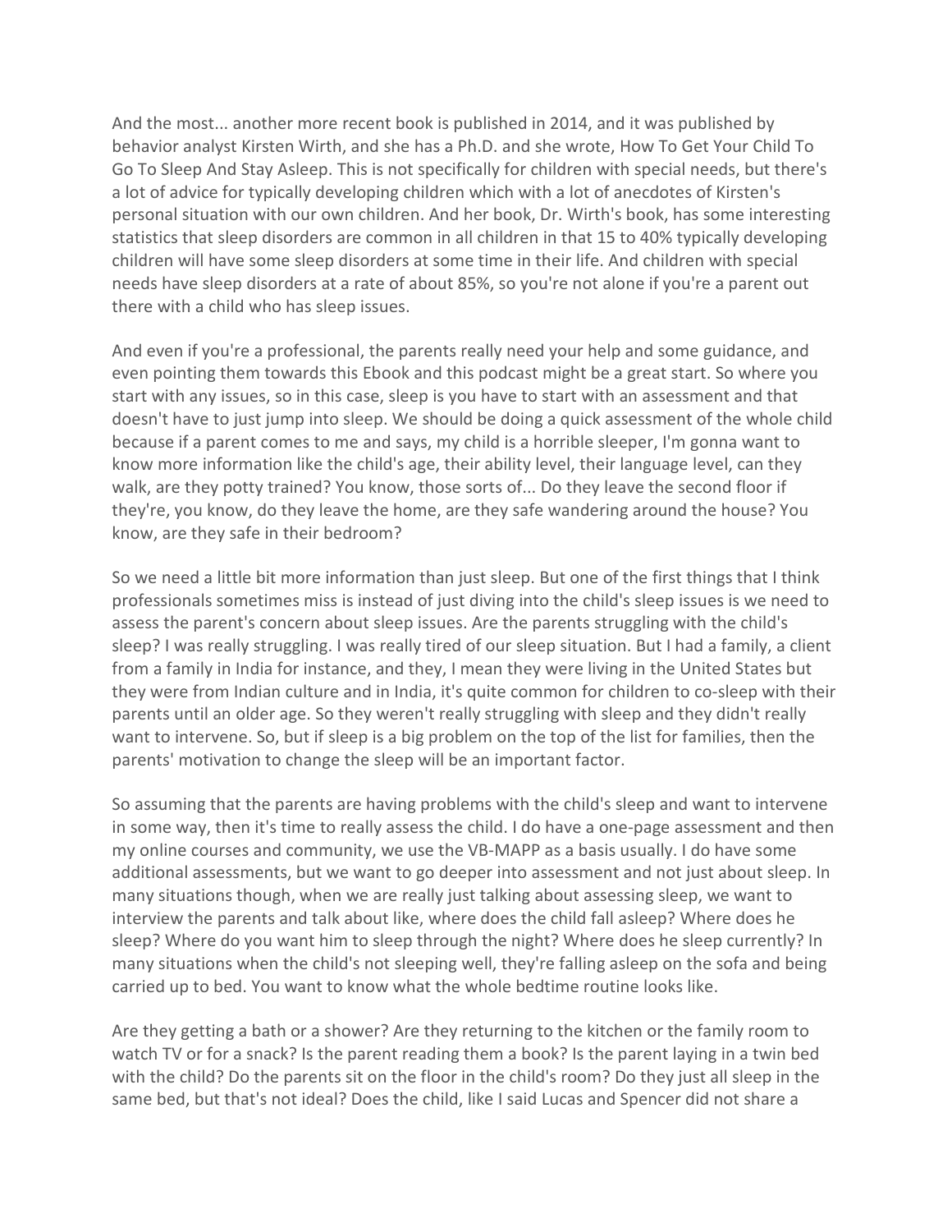And the most... another more recent book is published in 2014, and it was published by behavior analyst Kirsten Wirth, and she has a Ph.D. and she wrote, How To Get Your Child To Go To Sleep And Stay Asleep. This is not specifically for children with special needs, but there's a lot of advice for typically developing children which with a lot of anecdotes of Kirsten's personal situation with our own children. And her book, Dr. Wirth's book, has some interesting statistics that sleep disorders are common in all children in that 15 to 40% typically developing children will have some sleep disorders at some time in their life. And children with special needs have sleep disorders at a rate of about 85%, so you're not alone if you're a parent out there with a child who has sleep issues.

And even if you're a professional, the parents really need your help and some guidance, and even pointing them towards this Ebook and this podcast might be a great start. So where you start with any issues, so in this case, sleep is you have to start with an assessment and that doesn't have to just jump into sleep. We should be doing a quick assessment of the whole child because if a parent comes to me and says, my child is a horrible sleeper, I'm gonna want to know more information like the child's age, their ability level, their language level, can they walk, are they potty trained? You know, those sorts of... Do they leave the second floor if they're, you know, do they leave the home, are they safe wandering around the house? You know, are they safe in their bedroom?

So we need a little bit more information than just sleep. But one of the first things that I think professionals sometimes miss is instead of just diving into the child's sleep issues is we need to assess the parent's concern about sleep issues. Are the parents struggling with the child's sleep? I was really struggling. I was really tired of our sleep situation. But I had a family, a client from a family in India for instance, and they, I mean they were living in the United States but they were from Indian culture and in India, it's quite common for children to co-sleep with their parents until an older age. So they weren't really struggling with sleep and they didn't really want to intervene. So, but if sleep is a big problem on the top of the list for families, then the parents' motivation to change the sleep will be an important factor.

So assuming that the parents are having problems with the child's sleep and want to intervene in some way, then it's time to really assess the child. I do have a one-page assessment and then my online courses and community, we use the VB-MAPP as a basis usually. I do have some additional assessments, but we want to go deeper into assessment and not just about sleep. In many situations though, when we are really just talking about assessing sleep, we want to interview the parents and talk about like, where does the child fall asleep? Where does he sleep? Where do you want him to sleep through the night? Where does he sleep currently? In many situations when the child's not sleeping well, they're falling asleep on the sofa and being carried up to bed. You want to know what the whole bedtime routine looks like.

Are they getting a bath or a shower? Are they returning to the kitchen or the family room to watch TV or for a snack? Is the parent reading them a book? Is the parent laying in a twin bed with the child? Do the parents sit on the floor in the child's room? Do they just all sleep in the same bed, but that's not ideal? Does the child, like I said Lucas and Spencer did not share a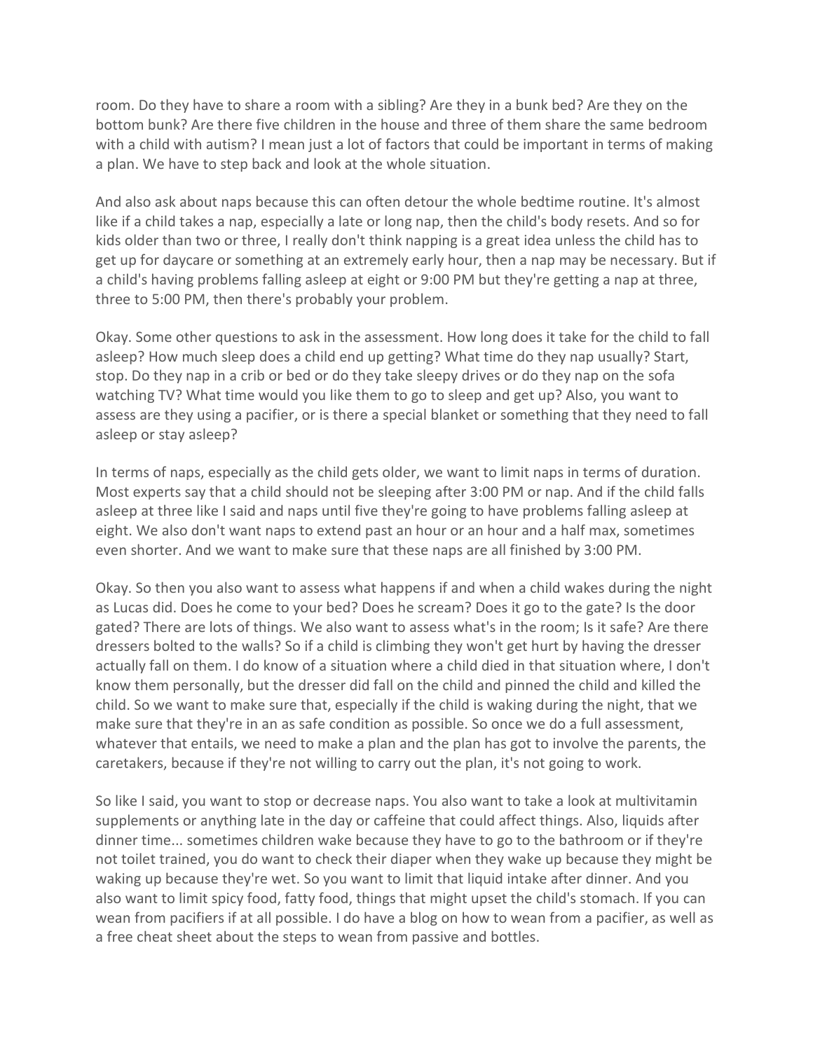room. Do they have to share a room with a sibling? Are they in a bunk bed? Are they on the bottom bunk? Are there five children in the house and three of them share the same bedroom with a child with autism? I mean just a lot of factors that could be important in terms of making a plan. We have to step back and look at the whole situation.

And also ask about naps because this can often detour the whole bedtime routine. It's almost like if a child takes a nap, especially a late or long nap, then the child's body resets. And so for kids older than two or three, I really don't think napping is a great idea unless the child has to get up for daycare or something at an extremely early hour, then a nap may be necessary. But if a child's having problems falling asleep at eight or 9:00 PM but they're getting a nap at three, three to 5:00 PM, then there's probably your problem.

Okay. Some other questions to ask in the assessment. How long does it take for the child to fall asleep? How much sleep does a child end up getting? What time do they nap usually? Start, stop. Do they nap in a crib or bed or do they take sleepy drives or do they nap on the sofa watching TV? What time would you like them to go to sleep and get up? Also, you want to assess are they using a pacifier, or is there a special blanket or something that they need to fall asleep or stay asleep?

In terms of naps, especially as the child gets older, we want to limit naps in terms of duration. Most experts say that a child should not be sleeping after 3:00 PM or nap. And if the child falls asleep at three like I said and naps until five they're going to have problems falling asleep at eight. We also don't want naps to extend past an hour or an hour and a half max, sometimes even shorter. And we want to make sure that these naps are all finished by 3:00 PM.

Okay. So then you also want to assess what happens if and when a child wakes during the night as Lucas did. Does he come to your bed? Does he scream? Does it go to the gate? Is the door gated? There are lots of things. We also want to assess what's in the room; Is it safe? Are there dressers bolted to the walls? So if a child is climbing they won't get hurt by having the dresser actually fall on them. I do know of a situation where a child died in that situation where, I don't know them personally, but the dresser did fall on the child and pinned the child and killed the child. So we want to make sure that, especially if the child is waking during the night, that we make sure that they're in an as safe condition as possible. So once we do a full assessment, whatever that entails, we need to make a plan and the plan has got to involve the parents, the caretakers, because if they're not willing to carry out the plan, it's not going to work.

So like I said, you want to stop or decrease naps. You also want to take a look at multivitamin supplements or anything late in the day or caffeine that could affect things. Also, liquids after dinner time... sometimes children wake because they have to go to the bathroom or if they're not toilet trained, you do want to check their diaper when they wake up because they might be waking up because they're wet. So you want to limit that liquid intake after dinner. And you also want to limit spicy food, fatty food, things that might upset the child's stomach. If you can wean from pacifiers if at all possible. I do have a blog on how to wean from a pacifier, as well as a free cheat sheet about the steps to wean from passive and bottles.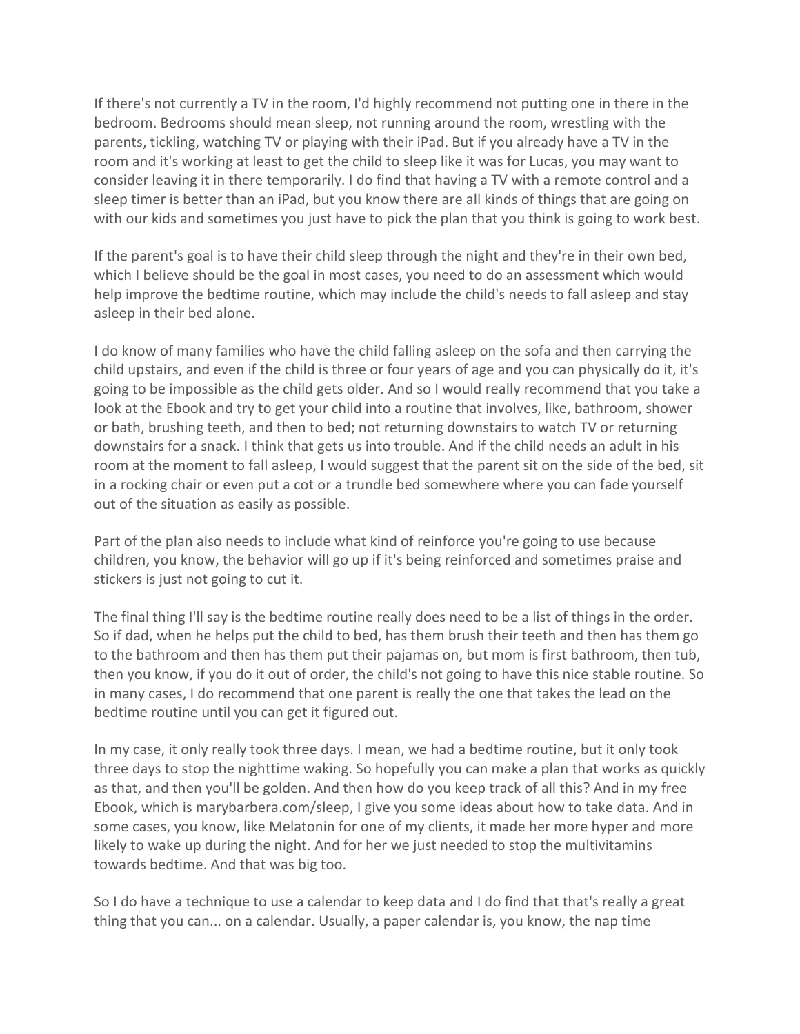If there's not currently a TV in the room, I'd highly recommend not putting one in there in the bedroom. Bedrooms should mean sleep, not running around the room, wrestling with the parents, tickling, watching TV or playing with their iPad. But if you already have a TV in the room and it's working at least to get the child to sleep like it was for Lucas, you may want to consider leaving it in there temporarily. I do find that having a TV with a remote control and a sleep timer is better than an iPad, but you know there are all kinds of things that are going on with our kids and sometimes you just have to pick the plan that you think is going to work best.

If the parent's goal is to have their child sleep through the night and they're in their own bed, which I believe should be the goal in most cases, you need to do an assessment which would help improve the bedtime routine, which may include the child's needs to fall asleep and stay asleep in their bed alone.

I do know of many families who have the child falling asleep on the sofa and then carrying the child upstairs, and even if the child is three or four years of age and you can physically do it, it's going to be impossible as the child gets older. And so I would really recommend that you take a look at the Ebook and try to get your child into a routine that involves, like, bathroom, shower or bath, brushing teeth, and then to bed; not returning downstairs to watch TV or returning downstairs for a snack. I think that gets us into trouble. And if the child needs an adult in his room at the moment to fall asleep, I would suggest that the parent sit on the side of the bed, sit in a rocking chair or even put a cot or a trundle bed somewhere where you can fade yourself out of the situation as easily as possible.

Part of the plan also needs to include what kind of reinforce you're going to use because children, you know, the behavior will go up if it's being reinforced and sometimes praise and stickers is just not going to cut it.

The final thing I'll say is the bedtime routine really does need to be a list of things in the order. So if dad, when he helps put the child to bed, has them brush their teeth and then has them go to the bathroom and then has them put their pajamas on, but mom is first bathroom, then tub, then you know, if you do it out of order, the child's not going to have this nice stable routine. So in many cases, I do recommend that one parent is really the one that takes the lead on the bedtime routine until you can get it figured out.

In my case, it only really took three days. I mean, we had a bedtime routine, but it only took three days to stop the nighttime waking. So hopefully you can make a plan that works as quickly as that, and then you'll be golden. And then how do you keep track of all this? And in my free Ebook, which is marybarbera.com/sleep, I give you some ideas about how to take data. And in some cases, you know, like Melatonin for one of my clients, it made her more hyper and more likely to wake up during the night. And for her we just needed to stop the multivitamins towards bedtime. And that was big too.

So I do have a technique to use a calendar to keep data and I do find that that's really a great thing that you can... on a calendar. Usually, a paper calendar is, you know, the nap time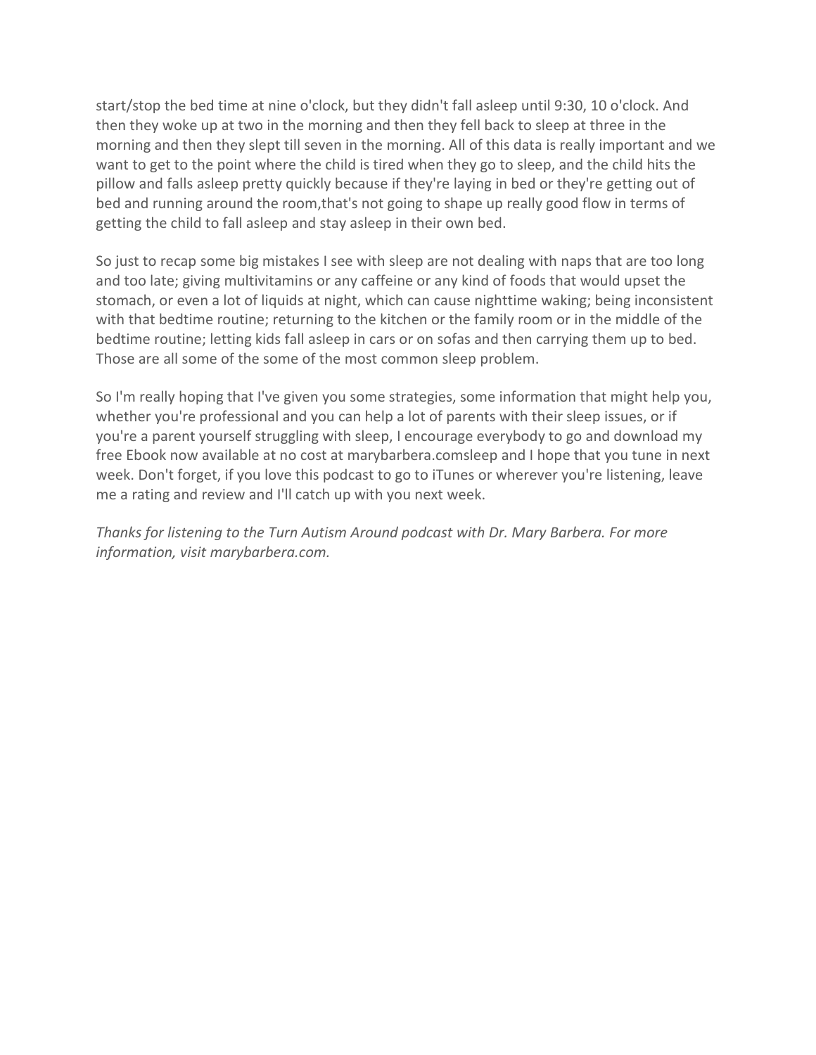start/stop the bed time at nine o'clock, but they didn't fall asleep until 9:30, 10 o'clock. And then they woke up at two in the morning and then they fell back to sleep at three in the morning and then they slept till seven in the morning. All of this data is really important and we want to get to the point where the child is tired when they go to sleep, and the child hits the pillow and falls asleep pretty quickly because if they're laying in bed or they're getting out of bed and running around the room,that's not going to shape up really good flow in terms of getting the child to fall asleep and stay asleep in their own bed.

So just to recap some big mistakes I see with sleep are not dealing with naps that are too long and too late; giving multivitamins or any caffeine or any kind of foods that would upset the stomach, or even a lot of liquids at night, which can cause nighttime waking; being inconsistent with that bedtime routine; returning to the kitchen or the family room or in the middle of the bedtime routine; letting kids fall asleep in cars or on sofas and then carrying them up to bed. Those are all some of the some of the most common sleep problem.

So I'm really hoping that I've given you some strategies, some information that might help you, whether you're professional and you can help a lot of parents with their sleep issues, or if you're a parent yourself struggling with sleep, I encourage everybody to go and download my free Ebook now available at no cost at marybarbera.comsleep and I hope that you tune in next week. Don't forget, if you love this podcast to go to iTunes or wherever you're listening, leave me a rating and review and I'll catch up with you next week.

*Thanks for listening to the Turn Autism Around podcast with Dr. Mary Barbera. For more information, visit marybarbera.com.*